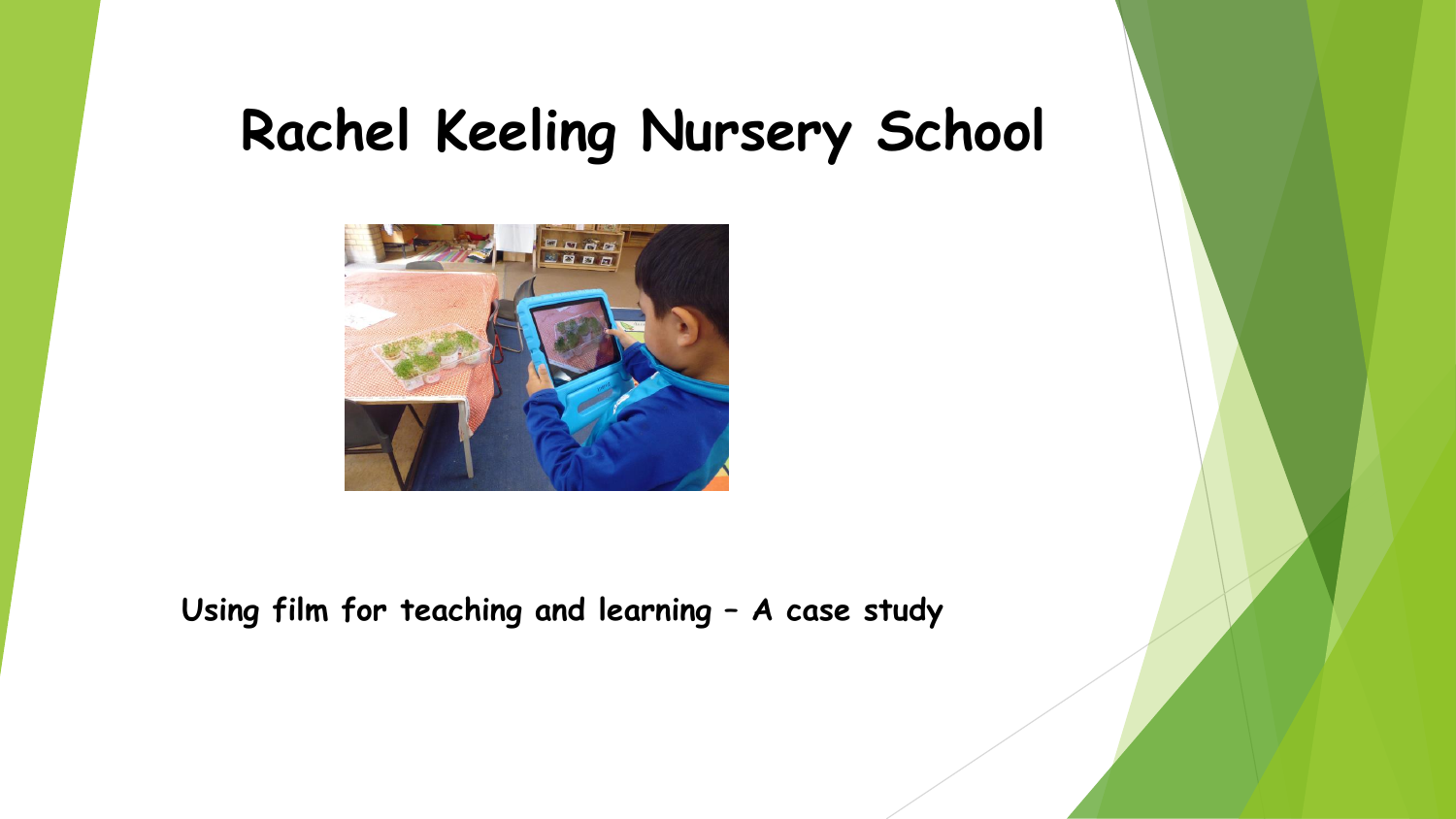# Rachel Keeling Nursery School

**Using film for teaching and learning – A case study**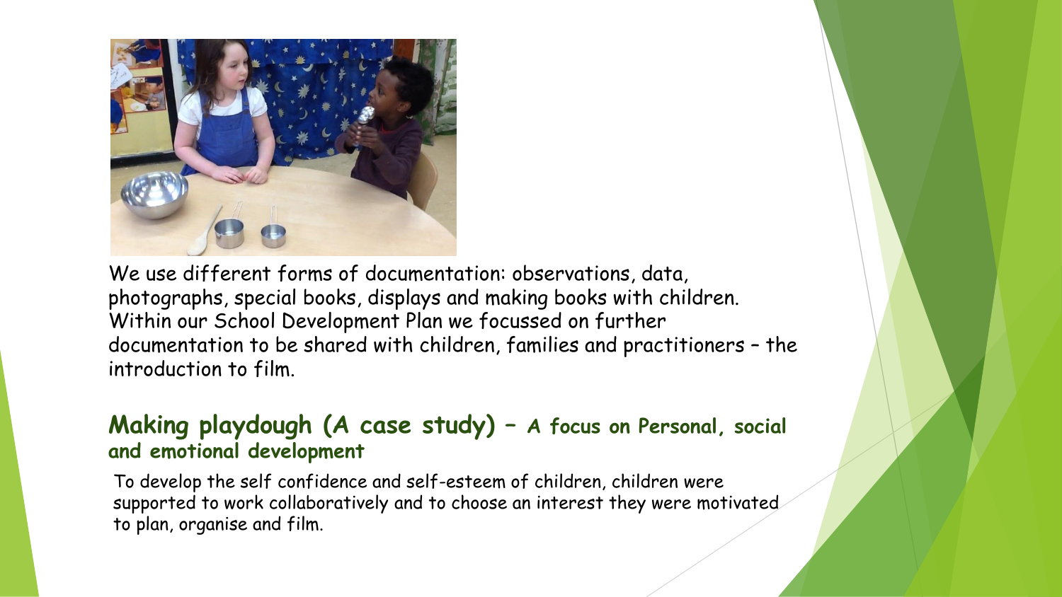We use different forms of documentation: observations, data, photographs, special books, displays and making books with children. Within our School Development Plan we focussed on further documentation to be shared with children, families and practitioners – the introduction to film.

## Making playdough (A case study) – A focus on Personal, social and emotional development

To develop the self confidence and self-esteem of children, children were supported to work collaboratively and to choose an interest they were motivated to plan, organise and film.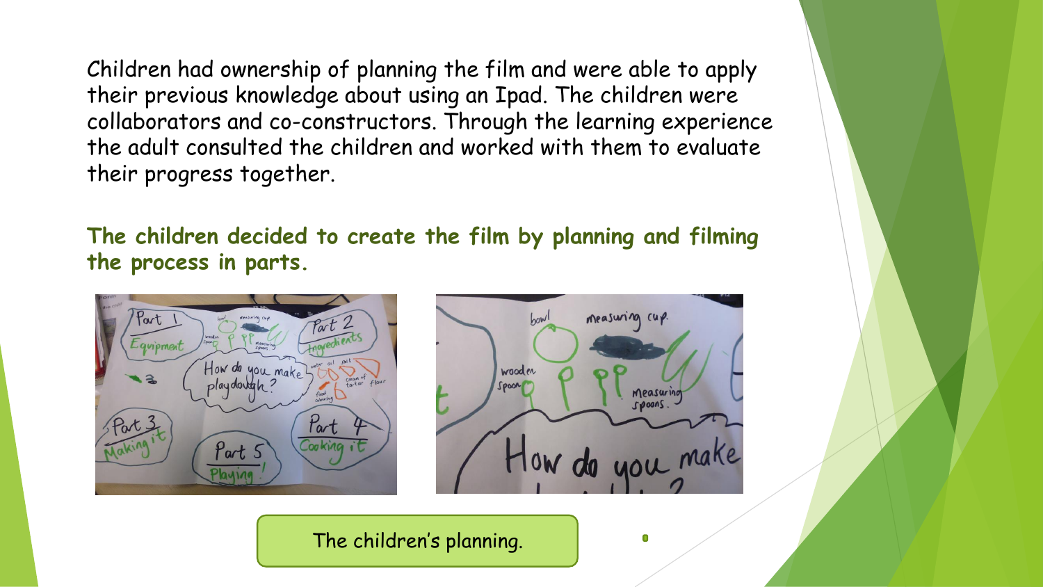Children had ownership of planning the film and were able to apply their previous knowledge about using an Ipad. The children were collaborators and co-constructors. Through the learning experience the adult consulted the children and worked with them to evaluate their progress together.

**The children decided to create the film by planning and filming the process in parts.**

The children's planning.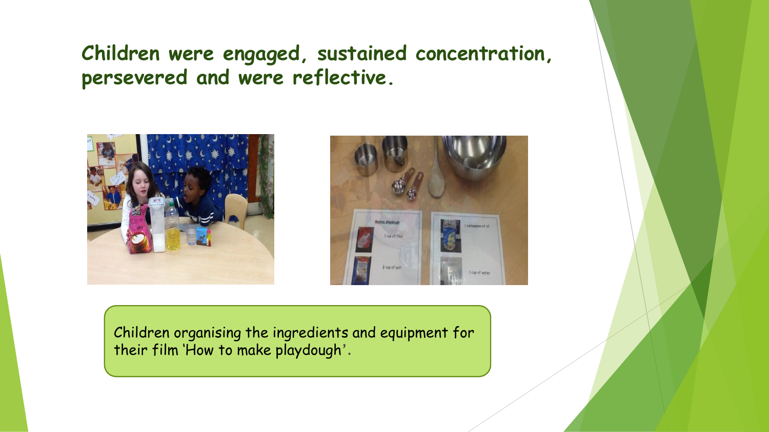## Children were engaged, sustained concentration, persevered and were reflective.

Children organising the ingredients and equipment for their film 'How to make playdough'.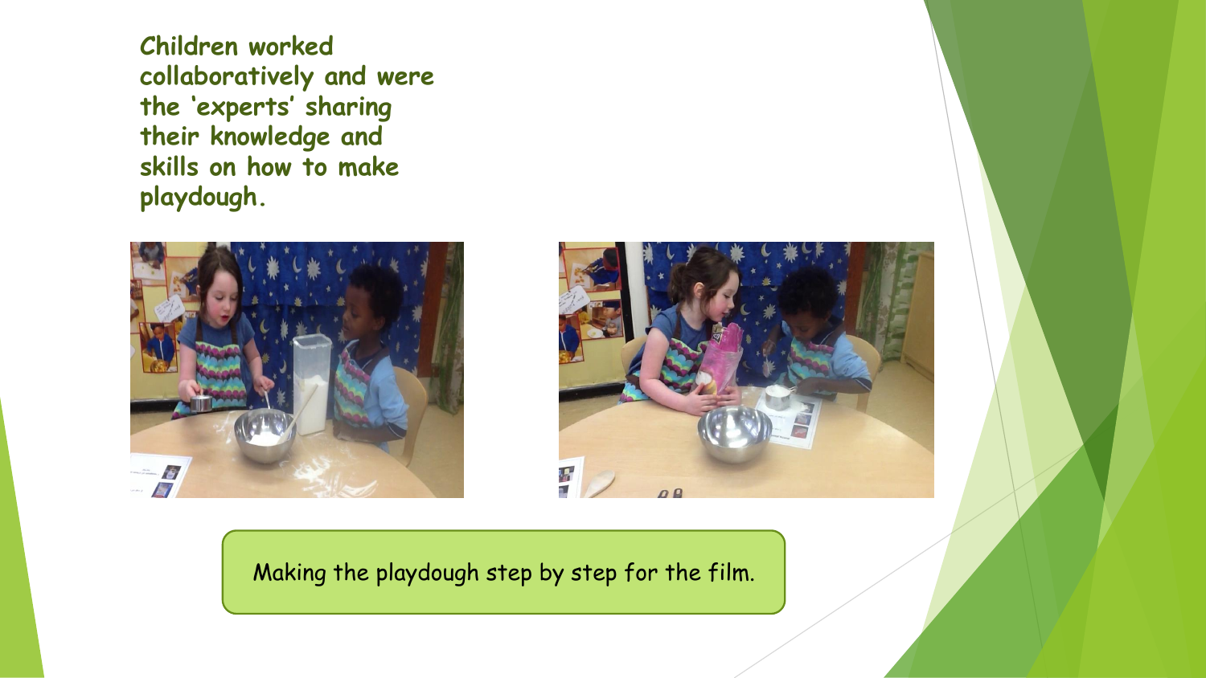**Children worked collaboratively and were the 'experts' sharing their knowledge and skills on how to make playdough.**

Making the playdough step by step for the film.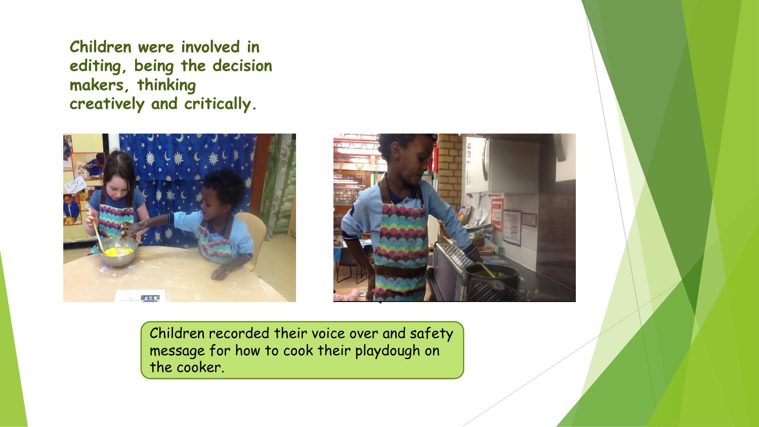**Children were involved in editing, being the decision makers, thinking creatively and critically.**

Children recorded their voice over and safety message for how to cook their playdough on the cooker.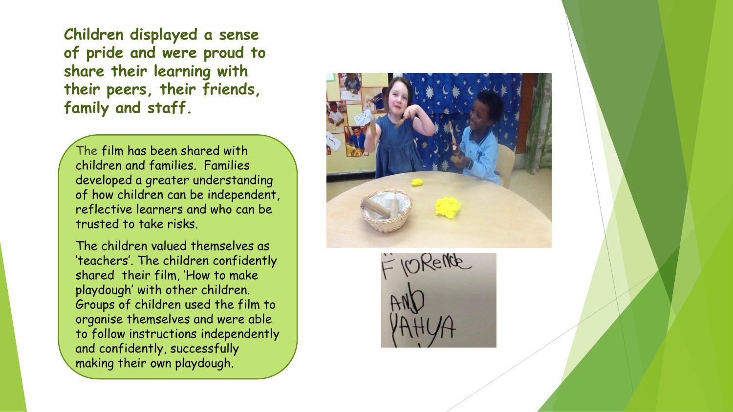**Children displayed a sense of pride and were proud to share their learning with their peers, their friends, family and staff.**

The film has been shared with children and families. Families developed a greater understanding of how children can be independent, reflective learners and who can be trusted to take risks.

The children valued themselves as 'teachers'. The children confidently shared their film, 'How to make playdough' with other children. Groups of children used the film to organise themselves and were able to follow instructions independently and confidently, successfully making their own playdough.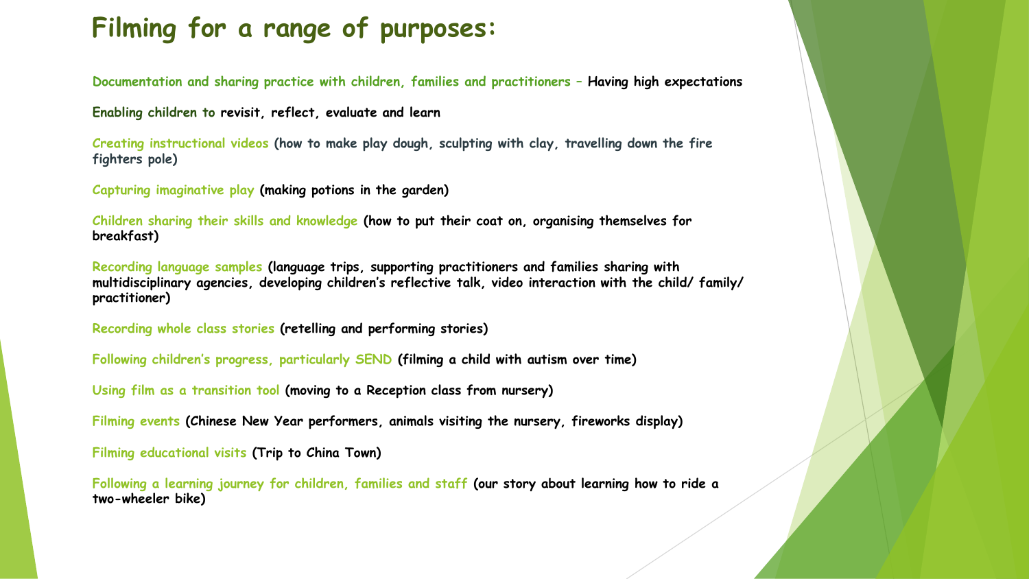# Filming for a range of purposes:

**Documentation and sharing practice with children, families and practitioners – Having high expectations**

**Enabling children to revisit, reflect, evaluate and learn**

**Creating instructional videos (how to make play dough, sculpting with clay, travelling down the fire fighters pole)**

**Capturing imaginative play (making potions in the garden)**

**Children sharing their skills and knowledge (how to put their coat on, organising themselves for breakfast)**

**Recording language samples (language trips, supporting practitioners and families sharing with multidisciplinary agencies, developing children's reflective talk, video interaction with the child/ family/ practitioner)**

**Recording whole class stories (retelling and performing stories)**

**Following children's progress, particularly SEND (filming a child with autism over time)**

**Using film as a transition tool (moving to a Reception class from nursery)**

**Filming events (Chinese New Year performers, animals visiting the nursery, fireworks display)**

**Filming educational visits (Trip to China Town)**

**Following a learning journey for children, families and staff (our story about learning how to ride a two-wheeler bike)**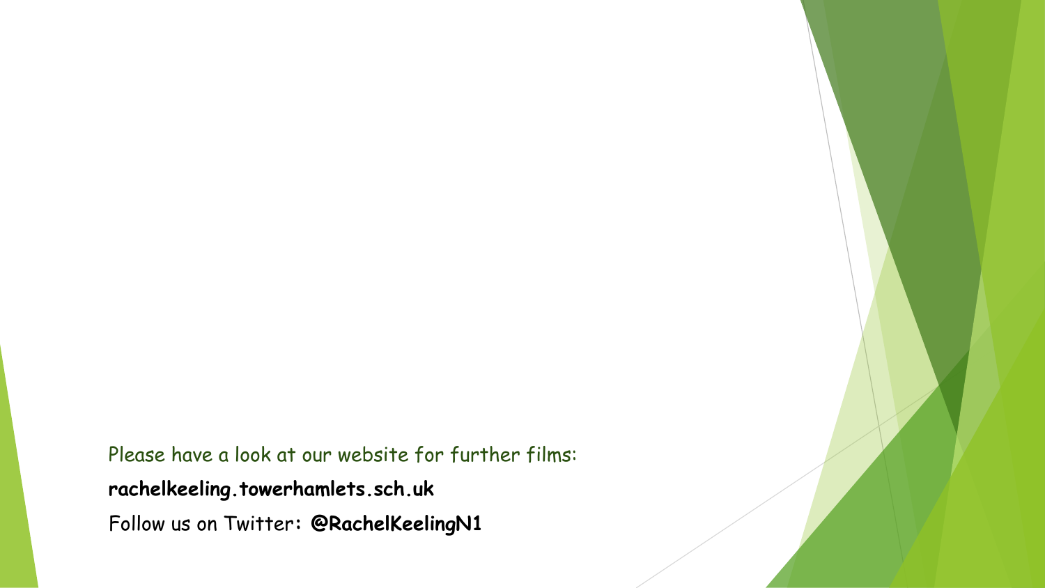Please have a look at our website for further films:

**rachelkeeling.towerhamlets.sch.uk**

Follow us on Twitter**: @RachelKeelingN1**